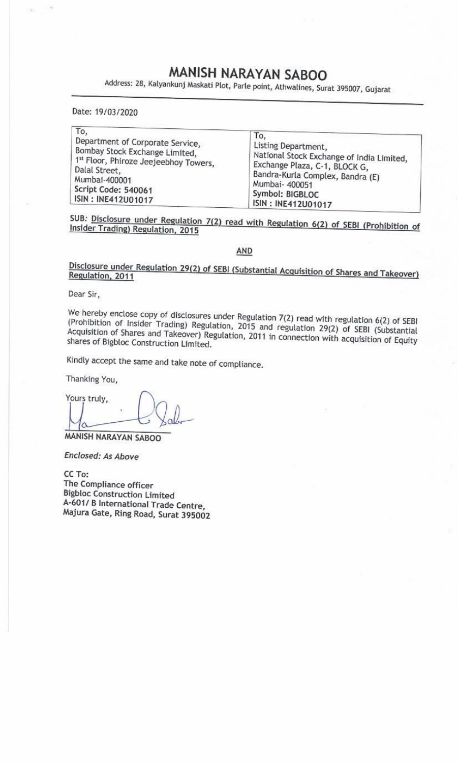# MANISH NARAYAN SABOO

Address: 28, Kalyankunj Maskati Plot, Parle point, Athwalines, Surat 395007, Gujarat

Date: 19/03/2020

| To, | To, |
|---|---|
| Department of Corporate Service,<br>Bombay Stock Exchange Limited,<br>1st Floor, Phiroze Jeejeebhoy Towers,<br>Dalal Street,<br>Mumbai-400001<br>**Script Code: 540061**<br>**ISIN : INE412U01017** | Listing Department,<br>National Stock Exchange of India Limited,<br>Exchange Plaza, C-1, BLOCK G,<br>Bandra-Kurla Complex, Bandra (E)<br>Mumbai- 400051<br>**Symbol: BIGBLOC**<br>**ISIN : INE412U01017** |

**SUB: Disclosure under Regulation 7(2) read with Regulation 6(2) of SEBI (Prohibition of Insider Trading) Regulation, 2015**

**AND**

**Disclosure under Regulation 29(2) of SEBI (Substantial Acquisition of Shares and Takeover) Regulation, 2011**

Dear Sir,

We hereby enclose copy of disclosures under Regulation 7(2) read with regulation 6(2) of SEBI (Prohibition of Insider Trading) Regulation, 2015 and regulation 29(2) of SEBI (Substantial Acquisition of Shares and Takeover) Regulation, 2011 in connection with acquisition of Equity shares of Bigbloc Construction Limited.

Kindly accept the same and take note of compliance.

Thanking You,

Yours truly,

**MANISH NARAYAN SABOO**

*Enclosed: As Above*

**CC To:**
**The Compliance officer**
**Bigbloc Construction Limited**
**A-601/ B International Trade Centre,**
**Majura Gate, Ring Road, Surat 395002**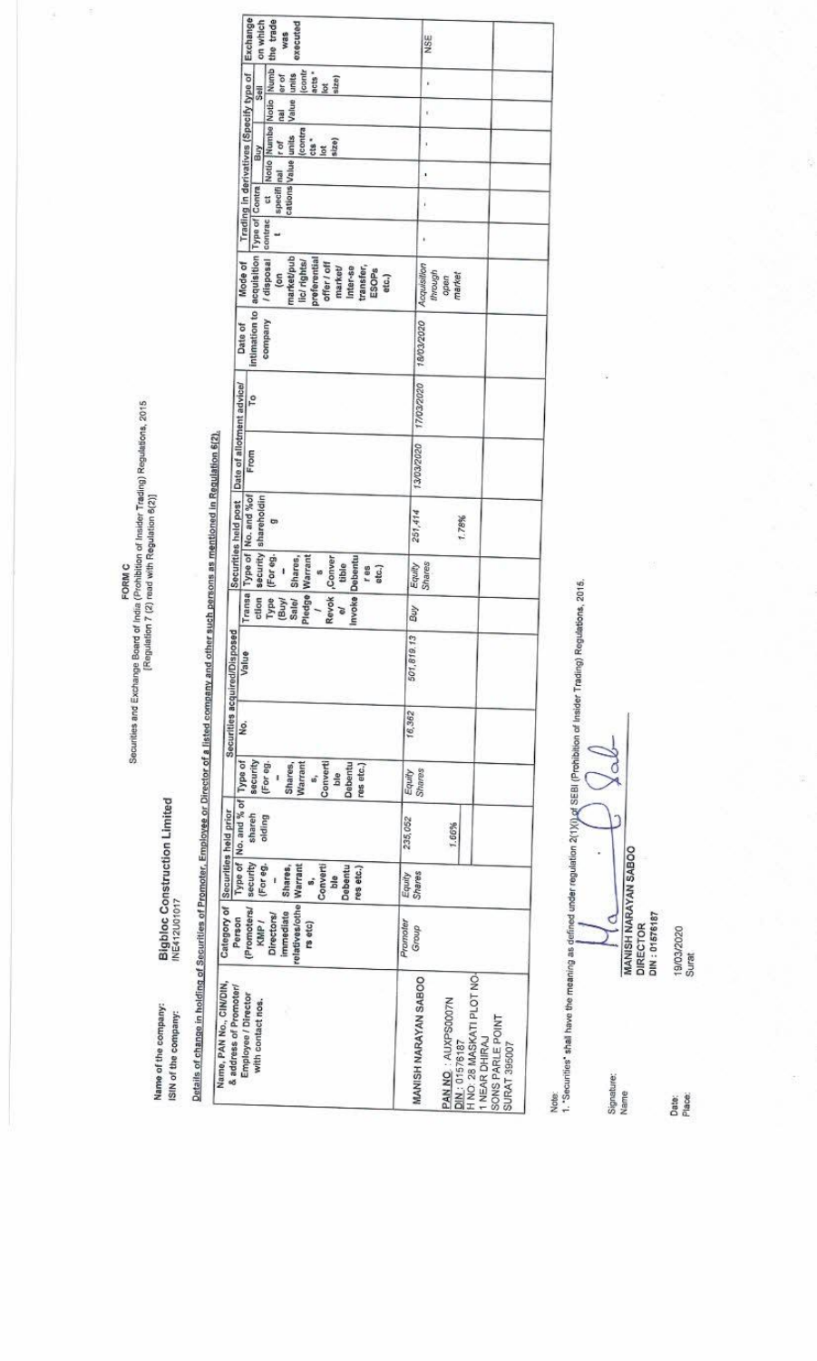# FORM C

Securities and Exchange Board of India (Prohibition of Insider Trading) Regulations, 2015
[Regulation 7 (2) read with Regulation 6(2)]

Name of the company: **Bigbloc Construction Limited**

ISIN of the company: INE412U01017

Details of change in holding of Securities of Promoter, Employee or Director of a listed company and other such persons as mentioned in Regulation 6(2).

| Name, PAN No., CIN/DIN, & address of Promoter/ Employee / Director with contact nos. | Category of Person (Promoters/ KMP / Directors/ immediate relatives/others etc) | Securities held prior | | Securities acquired/Disposed | | | | Securities held post | | Date of allotment advice/ | | Date of intimation to company | Mode of acquisition / disposal (on market/public/ rights/ preferential offer / off market/ Inter-se transfer, ESOPs etc.) | Trading in derivatives (Specify type of | | | | | | Exchange on which the trade was executed |
|---|---|---|---|---|---|---|---|---|---|---|---|---|---|---|---|---|---|---|---|---|
| | | Type of security (For eg. – Shares, Warrants, Convertible Debentures etc.) | No. and % of shareholding | Type of security (For eg. – Shares, Warrants, Convertible Debentures etc.) | No. | Value | Transaction Type (Buy/ Sale/ Pledge / Revoke/ Invoke) | Type of security (For eg. – Shares, Warrants, Convertible Debentures etc.) | No. and % of shareholding | From | To | | | Type of contract | Contract specifications | Buy | | Sell | | |
| | | | | | | | | | | | | | | | | Notional Value | Number of units (contracts * lot size) | Notional Value | Number of units (contracts * lot size) | |
| MANISH NARAYAN SABOO<br>PAN NO : AUXPS0007N<br>DIN : 01576187<br>H NO: 28 MASKATI PLOT NO-1 NEAR DHIRAJ SONS PARLE POINT SURAT 395007 | Promoter Group | Equity Shares | 235,052<br>1.66% | Equity Shares | 16,362 | 501,819.13 | Buy | Equity Shares | 251,414<br>1.78% | 13/03/2020 | 17/03/2020 | 18/03/2020 | Acquisition through open market | - | - | - | - | - | - | NSE |

Note:
1. "Securities" shall have the meaning as defined under regulation 2(1)(i) of SEBI (Prohibition of Insider Trading) Regulations, 2015.

Signature:

Name: MANISH NARAYAN SABOO
DIRECTOR
DIN : 01576187

Date: 19/03/2020
Place: Surat